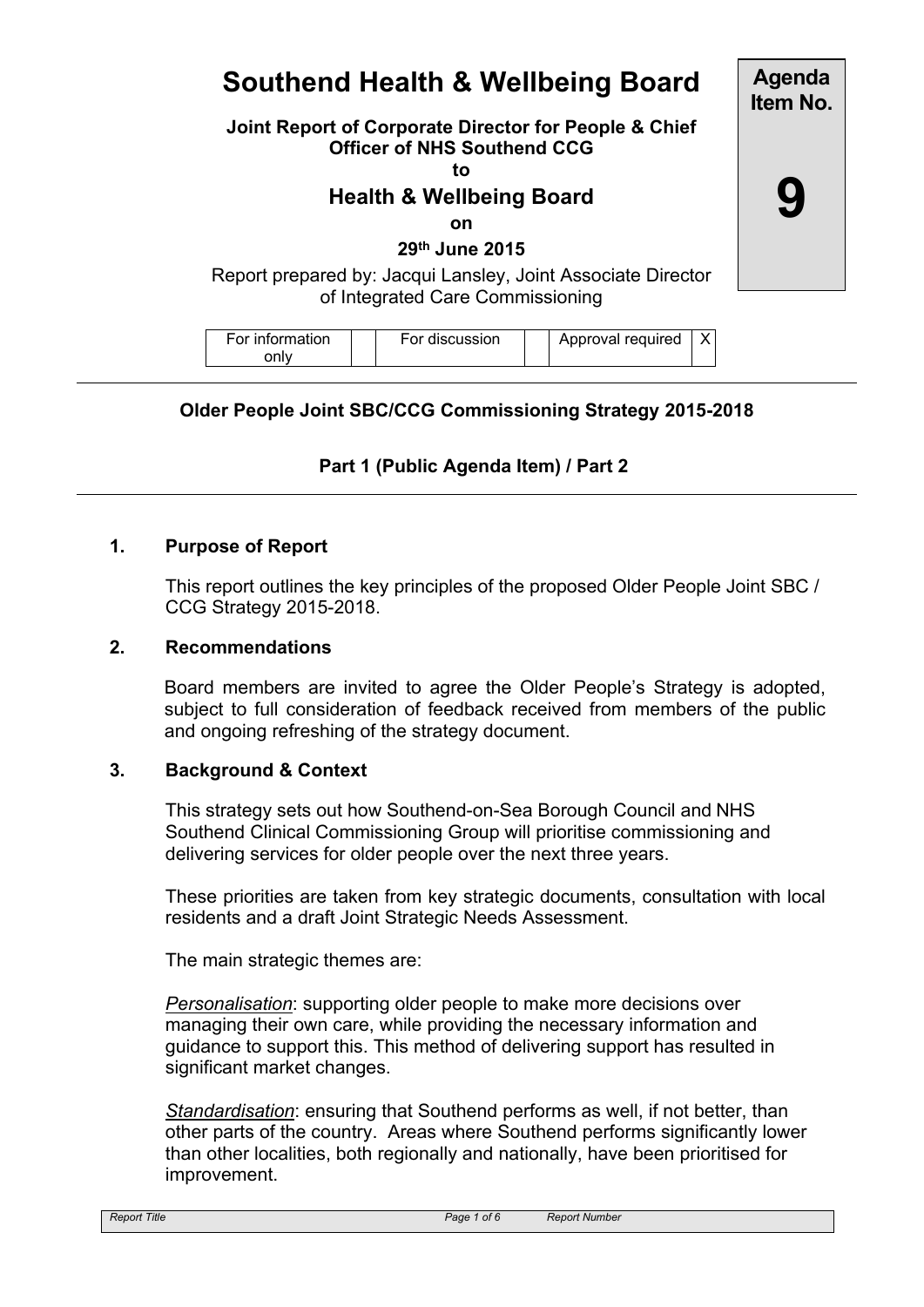# Southend Health & Wellbeing Board

**Agenda Item No.**

**9**

**Joint Report of Corporate Director for People & Chief Officer of NHS Southend CCG**

**to**

## Health & Wellbeing Board

**on**

**29th June 2015**

Report prepared by: Jacqui Lansley, Joint Associate Director of Integrated Care Commissioning

| For information only | | For discussion | | Approval required | X |
|---|---|---|---|---|---|

**Older People Joint SBC/CCG Commissioning Strategy 2015-2018**

**Part 1 (Public Agenda Item) / Part 2**

### 1. Purpose of Report

This report outlines the key principles of the proposed Older People Joint SBC / CCG Strategy 2015-2018.

### 2. Recommendations

Board members are invited to agree the Older People's Strategy is adopted, subject to full consideration of feedback received from members of the public and ongoing refreshing of the strategy document.

### 3. Background & Context

This strategy sets out how Southend-on-Sea Borough Council and NHS Southend Clinical Commissioning Group will prioritise commissioning and delivering services for older people over the next three years.

These priorities are taken from key strategic documents, consultation with local residents and a draft Joint Strategic Needs Assessment.

The main strategic themes are:

*Personalisation*: supporting older people to make more decisions over managing their own care, while providing the necessary information and guidance to support this. This method of delivering support has resulted in significant market changes.

*Standardisation*: ensuring that Southend performs as well, if not better, than other parts of the country. Areas where Southend performs significantly lower than other localities, both regionally and nationally, have been prioritised for improvement.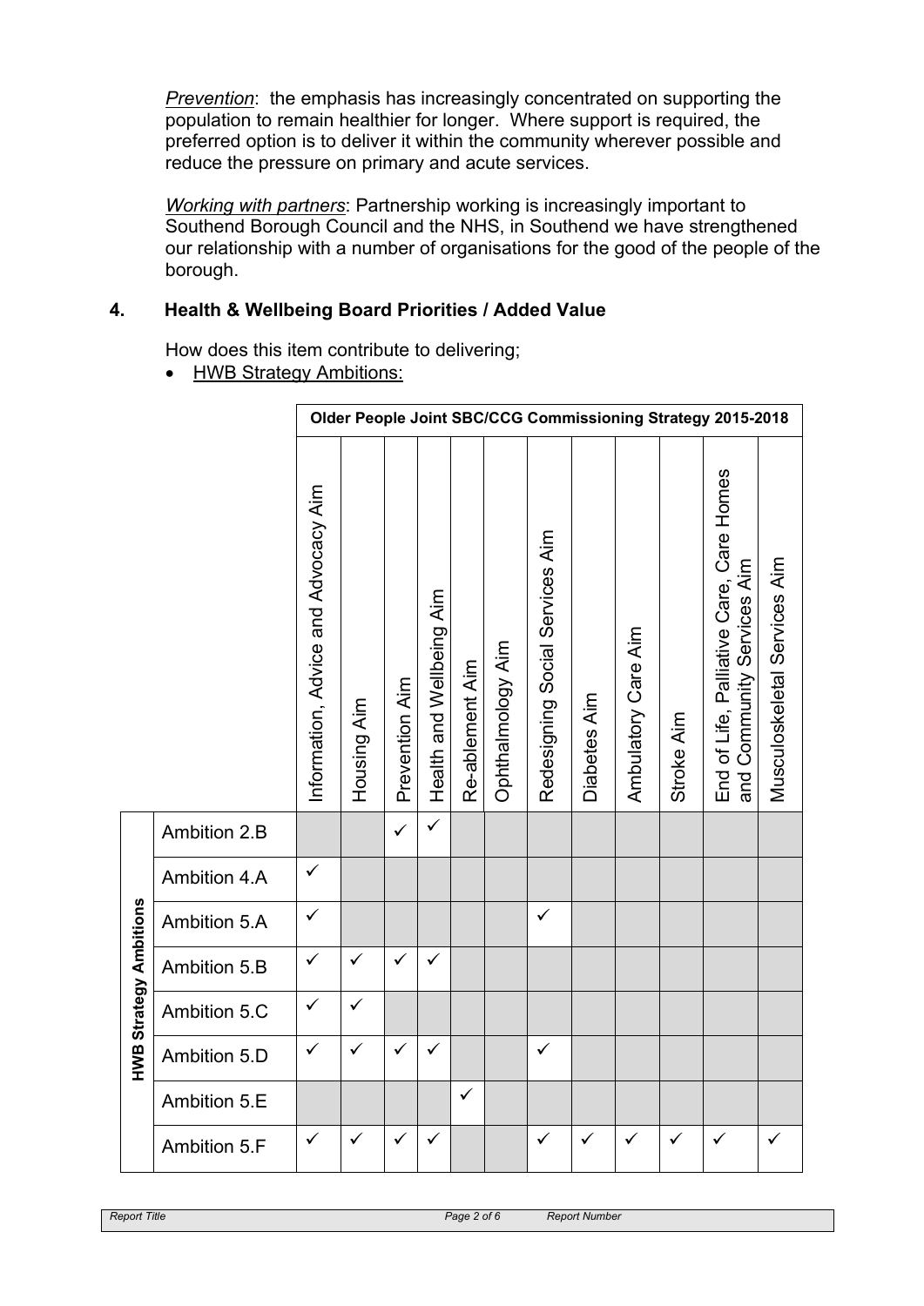*Prevention*: the emphasis has increasingly concentrated on supporting the population to remain healthier for longer. Where support is required, the preferred option is to deliver it within the community wherever possible and reduce the pressure on primary and acute services.

*Working with partners*: Partnership working is increasingly important to Southend Borough Council and the NHS, in Southend we have strengthened our relationship with a number of organisations for the good of the people of the borough.

## 4. Health & Wellbeing Board Priorities / Added Value

How does this item contribute to delivering;

- HWB Strategy Ambitions:

| | | Older People Joint SBC/CCG Commissioning Strategy 2015-2018 | | | | | | | | | | | |
|---|---|---|---|---|---|---|---|---|---|---|---|---|---|
| | | Information, Advice and Advocacy Aim | Housing Aim | Prevention Aim | Health and Wellbeing Aim | Re-ablement Aim | Ophthalmology Aim | Redesigning Social Services Aim | Diabetes Aim | Ambulatory Care Aim | Stroke Aim | End of Life, Palliative Care, Care Homes and Community Services Aim | Musculoskeletal Services Aim |
| HWB Strategy Ambitions | Ambition 2.B | | | ✓ | ✓ | | | | | | | | |
| | Ambition 4.A | ✓ | | | | | | | | | | | |
| | Ambition 5.A | ✓ | | | | | | ✓ | | | | | |
| | Ambition 5.B | ✓ | ✓ | ✓ | ✓ | | | | | | | | |
| | Ambition 5.C | ✓ | ✓ | | | | | | | | | | |
| | Ambition 5.D | ✓ | ✓ | ✓ | ✓ | | | ✓ | | | | | |
| | Ambition 5.E | | | | | ✓ | | | | | | | |
| | Ambition 5.F | ✓ | ✓ | ✓ | ✓ | | | ✓ | ✓ | ✓ | ✓ | ✓ | ✓ |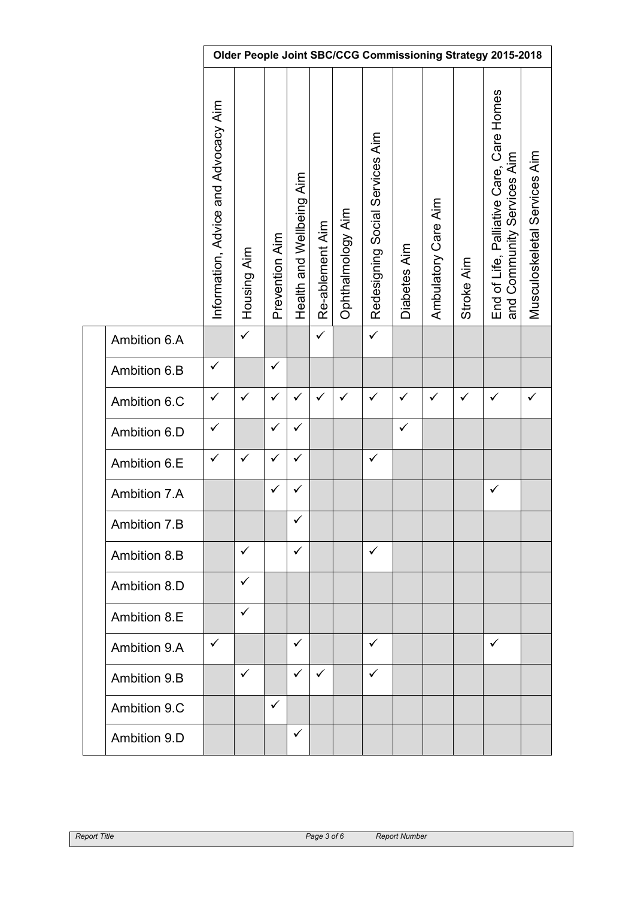| | Older People Joint SBC/CCG Commissioning Strategy 2015-2018 | | | | | | | | | | | |
|---|---|---|---|---|---|---|---|---|---|---|---|---|
| | Information, Advice and Advocacy Aim | Housing Aim | Prevention Aim | Health and Wellbeing Aim | Re-ablement Aim | Ophthalmology Aim | Redesigning Social Services Aim | Diabetes Aim | Ambulatory Care Aim | Stroke Aim | End of Life, Palliative Care, Care Homes and Community Services Aim | Musculoskeletal Services Aim |
| Ambition 6.A | | ✓ | | | ✓ | | ✓ | | | | | |
| Ambition 6.B | ✓ | | ✓ | | | | | | | | | |
| Ambition 6.C | ✓ | ✓ | ✓ | ✓ | ✓ | ✓ | ✓ | ✓ | ✓ | ✓ | ✓ | ✓ |
| Ambition 6.D | ✓ | | ✓ | ✓ | | | | ✓ | | | | |
| Ambition 6.E | ✓ | ✓ | ✓ | ✓ | | | ✓ | | | | | |
| Ambition 7.A | | | ✓ | ✓ | | | | | | | ✓ | |
| Ambition 7.B | | | | ✓ | | | | | | | | |
| Ambition 8.B | | ✓ | | ✓ | | | ✓ | | | | | |
| Ambition 8.D | | ✓ | | | | | | | | | | |
| Ambition 8.E | | ✓ | | | | | | | | | | |
| Ambition 9.A | ✓ | | | ✓ | | | ✓ | | | | ✓ | |
| Ambition 9.B | | ✓ | | ✓ | ✓ | | ✓ | | | | | |
| Ambition 9.C | | | ✓ | | | | | | | | | |
| Ambition 9.D | | | | ✓ | | | | | | | | |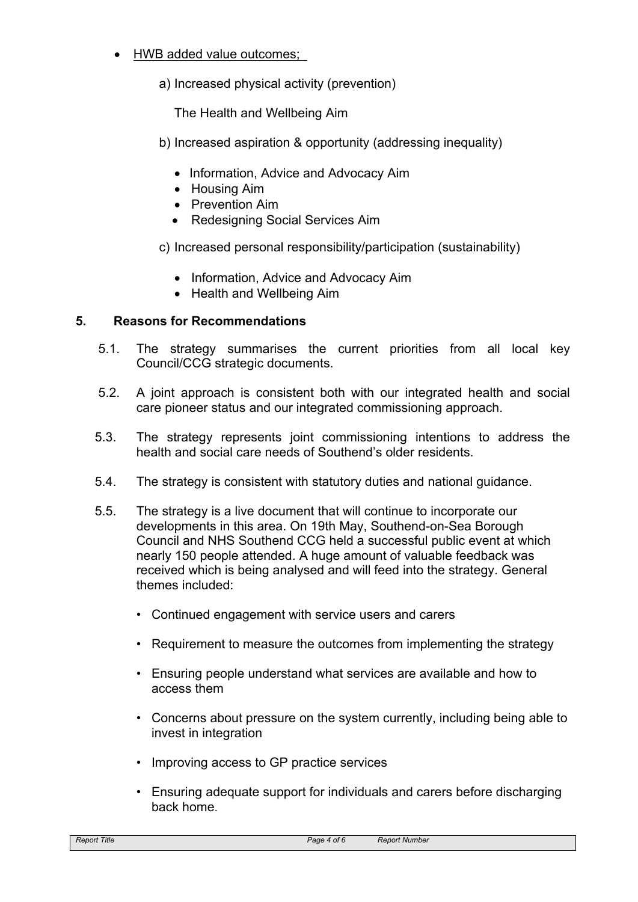- HWB added value outcomes;

  a) Increased physical activity (prevention)

  The Health and Wellbeing Aim

  b) Increased aspiration & opportunity (addressing inequality)

  - Information, Advice and Advocacy Aim
  - Housing Aim
  - Prevention Aim
  - Redesigning Social Services Aim

  c) Increased personal responsibility/participation (sustainability)

  - Information, Advice and Advocacy Aim
  - Health and Wellbeing Aim

## 5. Reasons for Recommendations

5.1. The strategy summarises the current priorities from all local key Council/CCG strategic documents.

5.2. A joint approach is consistent both with our integrated health and social care pioneer status and our integrated commissioning approach.

5.3. The strategy represents joint commissioning intentions to address the health and social care needs of Southend's older residents.

5.4. The strategy is consistent with statutory duties and national guidance.

5.5. The strategy is a live document that will continue to incorporate our developments in this area. On 19th May, Southend-on-Sea Borough Council and NHS Southend CCG held a successful public event at which nearly 150 people attended. A huge amount of valuable feedback was received which is being analysed and will feed into the strategy. General themes included:

- Continued engagement with service users and carers
- Requirement to measure the outcomes from implementing the strategy
- Ensuring people understand what services are available and how to access them
- Concerns about pressure on the system currently, including being able to invest in integration
- Improving access to GP practice services
- Ensuring adequate support for individuals and carers before discharging back home.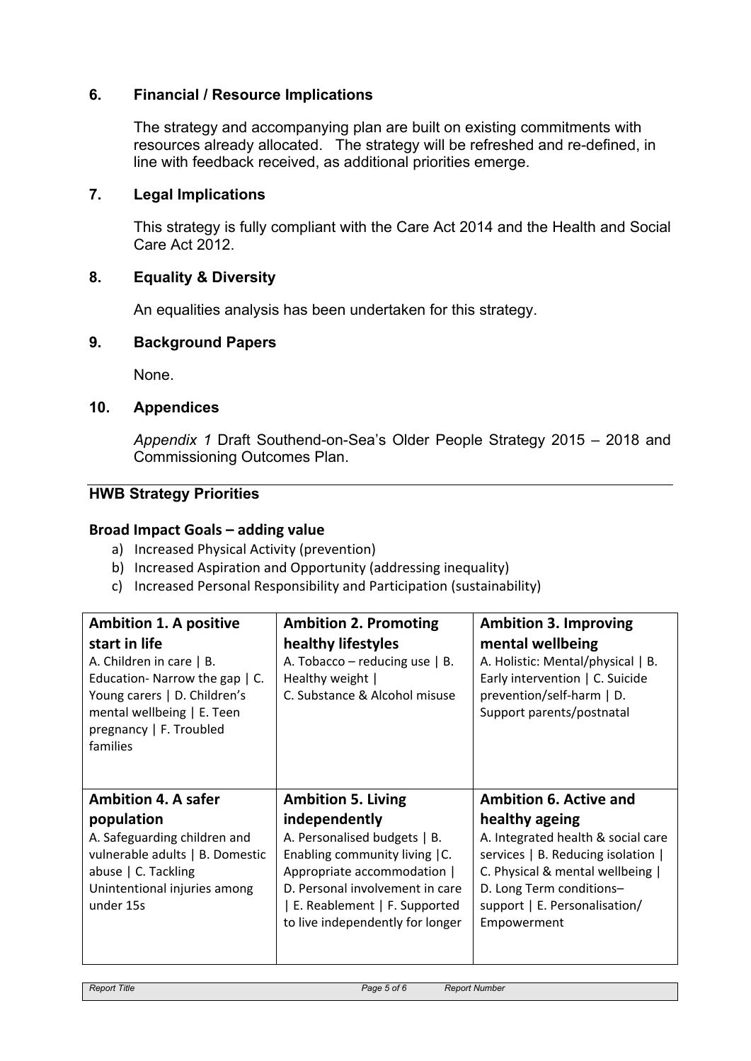## 6. Financial / Resource Implications

The strategy and accompanying plan are built on existing commitments with resources already allocated. The strategy will be refreshed and re-defined, in line with feedback received, as additional priorities emerge.

## 7. Legal Implications

This strategy is fully compliant with the Care Act 2014 and the Health and Social Care Act 2012.

## 8. Equality & Diversity

An equalities analysis has been undertaken for this strategy.

## 9. Background Papers

None.

## 10. Appendices

*Appendix 1* Draft Southend-on-Sea's Older People Strategy 2015 – 2018 and Commissioning Outcomes Plan.

---

## HWB Strategy Priorities

### Broad Impact Goals – adding value

a) Increased Physical Activity (prevention)
b) Increased Aspiration and Opportunity (addressing inequality)
c) Increased Personal Responsibility and Participation (sustainability)

| | | |
|---|---|---|
| **Ambition 1. A positive start in life**<br>A. Children in care \| B. Education- Narrow the gap \| C. Young carers \| D. Children's mental wellbeing \| E. Teen pregnancy \| F. Troubled families | **Ambition 2. Promoting healthy lifestyles**<br>A. Tobacco – reducing use \| B. Healthy weight \|<br>C. Substance & Alcohol misuse | **Ambition 3. Improving mental wellbeing**<br>A. Holistic: Mental/physical \| B. Early intervention \| C. Suicide prevention/self-harm \| D. Support parents/postnatal |
| **Ambition 4. A safer population**<br>A. Safeguarding children and vulnerable adults \| B. Domestic abuse \| C. Tackling Unintentional injuries among under 15s | **Ambition 5. Living independently**<br>A. Personalised budgets \| B. Enabling community living \|C. Appropriate accommodation \| D. Personal involvement in care \| E. Reablement \| F. Supported to live independently for longer | **Ambition 6. Active and healthy ageing**<br>A. Integrated health & social care services \| B. Reducing isolation \| C. Physical & mental wellbeing \| D. Long Term conditions– support \| E. Personalisation/ Empowerment |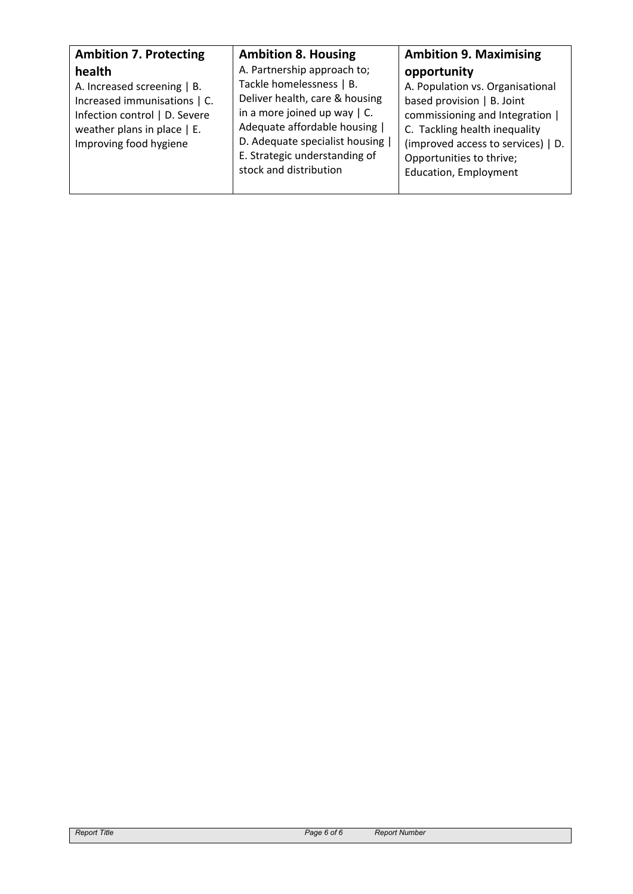| | | |
|---|---|---|
| **Ambition 7. Protecting health**<br>A. Increased screening \| B. Increased immunisations \| C. Infection control \| D. Severe weather plans in place \| E. Improving food hygiene | **Ambition 8. Housing**<br>A. Partnership approach to; Tackle homelessness \| B. Deliver health, care & housing in a more joined up way \| C. Adequate affordable housing \| D. Adequate specialist housing \| E. Strategic understanding of stock and distribution | **Ambition 9. Maximising opportunity**<br>A. Population vs. Organisational based provision \| B. Joint commissioning and Integration \| C. Tackling health inequality (improved access to services) \| D. Opportunities to thrive; Education, Employment |